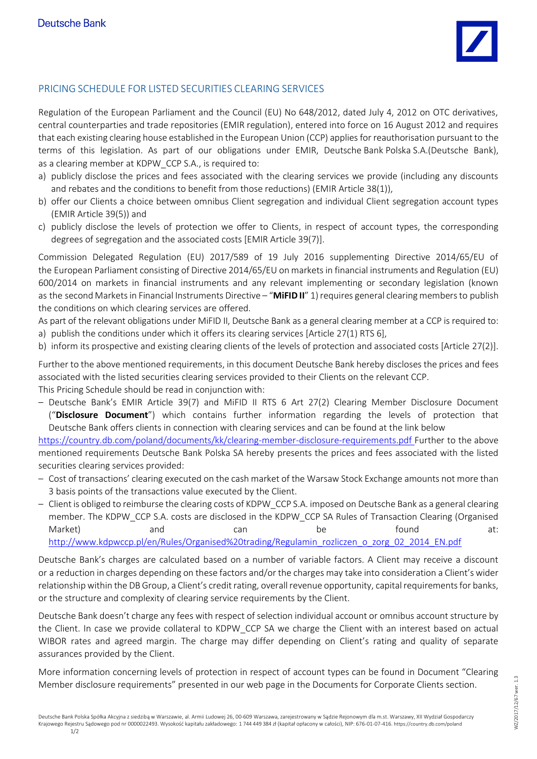# PRICING SCHEDULE FOR LISTED SECURITIES CLEARING SERVICES

Regulation of the European Parliament and the Council (EU) No 648/2012, dated July 4, 2012 on OTC derivatives, central counterparties and trade repositories (EMIR regulation), entered into force on 16 August 2012 and requires that each existing clearing house established in the European Union (CCP) applies for reauthorisation pursuant to the terms of this legislation. As part of our obligations under EMIR, Deutsche Bank Polska S.A.(Deutsche Bank), as a clearing member at KDPW_CCP S.A., is required to:

a) publicly disclose the prices and fees associated with the clearing services we provide (including any discounts and rebates and the conditions to benefit from those reductions) (EMIR Article 38(1)),
b) offer our Clients a choice between omnibus Client segregation and individual Client segregation account types (EMIR Article 39(5)) and
c) publicly disclose the levels of protection we offer to Clients, in respect of account types, the corresponding degrees of segregation and the associated costs [EMIR Article 39(7)].

Commission Delegated Regulation (EU) 2017/589 of 19 July 2016 supplementing Directive 2014/65/EU of the European Parliament consisting of Directive 2014/65/EU on markets in financial instruments and Regulation (EU) 600/2014 on markets in financial instruments and any relevant implementing or secondary legislation (known as the second Markets in Financial Instruments Directive – "**MiFID II**" 1) requires general clearing members to publish the conditions on which clearing services are offered.

As part of the relevant obligations under MiFID II, Deutsche Bank as a general clearing member at a CCP is required to:

a) publish the conditions under which it offers its clearing services [Article 27(1) RTS 6],
b) inform its prospective and existing clearing clients of the levels of protection and associated costs [Article 27(2)].

Further to the above mentioned requirements, in this document Deutsche Bank hereby discloses the prices and fees associated with the listed securities clearing services provided to their Clients on the relevant CCP.

This Pricing Schedule should be read in conjunction with:

– Deutsche Bank's EMIR Article 39(7) and MiFID II RTS 6 Art 27(2) Clearing Member Disclosure Document ("**Disclosure Document**") which contains further information regarding the levels of protection that Deutsche Bank offers clients in connection with clearing services and can be found at the link below

https://country.db.com/poland/documents/kk/clearing-member-disclosure-requirements.pdf Further to the above mentioned requirements Deutsche Bank Polska SA hereby presents the prices and fees associated with the listed securities clearing services provided:

– Cost of transactions' clearing executed on the cash market of the Warsaw Stock Exchange amounts not more than 3 basis points of the transactions value executed by the Client.
– Client is obliged to reimburse the clearing costs of KDPW_CCP S.A. imposed on Deutsche Bank as a general clearing member. The KDPW_CCP S.A. costs are disclosed in the KDPW_CCP SA Rules of Transaction Clearing (Organised Market) and can be found at: http://www.kdpwccp.pl/en/Rules/Organised%20trading/Regulamin_rozliczen_o_zorg_02_2014_EN.pdf

Deutsche Bank's charges are calculated based on a number of variable factors. A Client may receive a discount or a reduction in charges depending on these factors and/or the charges may take into consideration a Client's wider relationship within the DB Group, a Client's credit rating, overall revenue opportunity, capital requirements for banks, or the structure and complexity of clearing service requirements by the Client.

Deutsche Bank doesn't charge any fees with respect of selection individual account or omnibus account structure by the Client. In case we provide collateral to KDPW_CCP SA we charge the Client with an interest based on actual WIBOR rates and agreed margin. The charge may differ depending on Client's rating and quality of separate assurances provided by the Client.

More information concerning levels of protection in respect of account types can be found in Document "Clearing Member disclosure requirements" presented in our web page in the Documents for Corporate Clients section.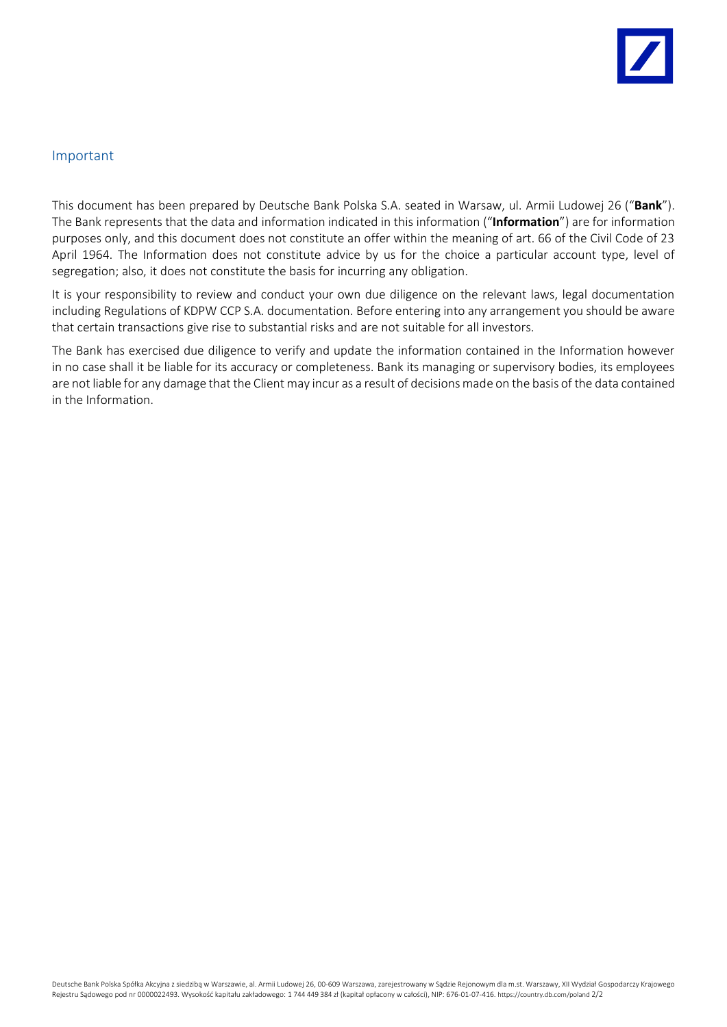## Important

This document has been prepared by Deutsche Bank Polska S.A. seated in Warsaw, ul. Armii Ludowej 26 ("**Bank**"). The Bank represents that the data and information indicated in this information ("**Information**") are for information purposes only, and this document does not constitute an offer within the meaning of art. 66 of the Civil Code of 23 April 1964. The Information does not constitute advice by us for the choice a particular account type, level of segregation; also, it does not constitute the basis for incurring any obligation.

It is your responsibility to review and conduct your own due diligence on the relevant laws, legal documentation including Regulations of KDPW CCP S.A. documentation. Before entering into any arrangement you should be aware that certain transactions give rise to substantial risks and are not suitable for all investors.

The Bank has exercised due diligence to verify and update the information contained in the Information however in no case shall it be liable for its accuracy or completeness. Bank its managing or supervisory bodies, its employees are not liable for any damage that the Client may incur as a result of decisions made on the basis of the data contained in the Information.